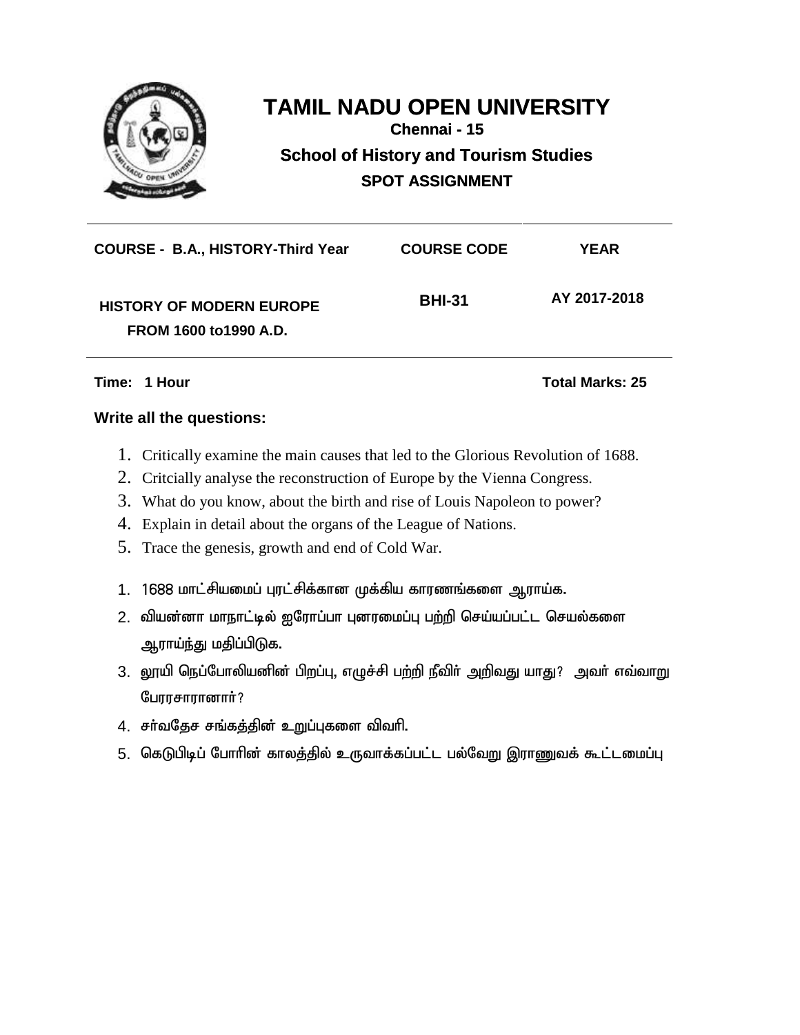# TAMIL NADU OPEN UNIVERSITY

**Chennai - 15**

## School of History and Tourism Studies

**SPOT ASSIGNMENT**

| COURSE - B.A., HISTORY-Third Year | COURSE CODE | YEAR |
|---|---|---|
| HISTORY OF MODERN EUROPE FROM 1600 to1990 A.D. | BHI-31 | AY 2017-2018 |

**Time: 1 Hour** **Total Marks: 25**

**Write all the questions:**

1. Critically examine the main causes that led to the Glorious Revolution of 1688.
2. Critcially analyse the reconstruction of Europe by the Vienna Congress.
3. What do you know, about the birth and rise of Louis Napoleon to power?
4. Explain in detail about the organs of the League of Nations.
5. Trace the genesis, growth and end of Cold War.

1. 1688 மாட்சியமைப் புரட்சிக்கான முக்கிய காரணங்களை ஆராய்க.
2. வியன்னா மாநாட்டில் ஐரோப்பா புனரமைப்பு பற்றி செய்யப்பட்ட செயல்களை ஆராய்ந்து மதிப்பிடுக.
3. லூயி நெப்போலியனின் பிறப்பு, எழுச்சி பற்றி நீவிர் அறிவது யாது? அவர் எவ்வாறு பேரரசாரானார்?
4. சர்வதேச சங்கத்தின் உறுப்புகளை விவரி.
5. கெடுபிடிப் போரின் காலத்தில் உருவாக்கப்பட்ட பல்வேறு இராணுவக் கூட்டமைப்பு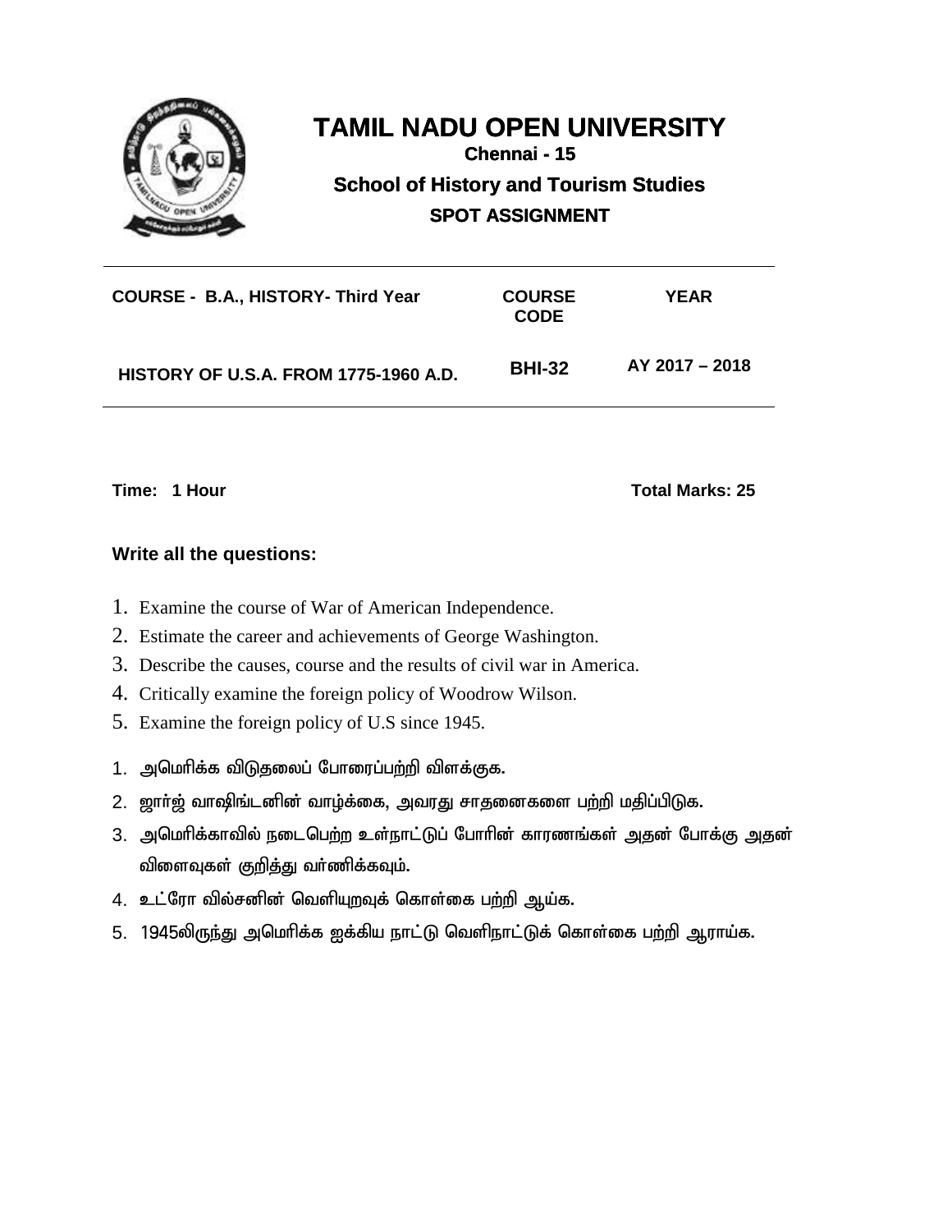# TAMIL NADU OPEN UNIVERSITY

**Chennai - 15**

**School of History and Tourism Studies**

**SPOT ASSIGNMENT**

| COURSE - B.A., HISTORY- Third Year | COURSE CODE | YEAR |
|---|---|---|
| HISTORY OF U.S.A. FROM 1775-1960 A.D. | BHI-32 | AY 2017 – 2018 |

**Time: 1 Hour** **Total Marks: 25**

**Write all the questions:**

1. Examine the course of War of American Independence.
2. Estimate the career and achievements of George Washington.
3. Describe the causes, course and the results of civil war in America.
4. Critically examine the foreign policy of Woodrow Wilson.
5. Examine the foreign policy of U.S since 1945.

1. அமெரிக்க விடுதலைப் போரைப்பற்றி விளக்குக.
2. ஜார்ஜ் வாஷிங்டனின் வாழ்க்கை, அவரது சாதனைகளை பற்றி மதிப்பிடுக.
3. அமெரிக்காவில் நடைபெற்ற உள்நாட்டுப் போரின் காரணங்கள் அதன் போக்கு அதன் விளைவுகள் குறித்து வர்ணிக்கவும்.
4. உட்ரோ வில்சனின் வெளியுறவுக் கொள்கை பற்றி ஆய்க.
5. 1945லிருந்து அமெரிக்க ஐக்கிய நாட்டு வெளிநாட்டுக் கொள்கை பற்றி ஆராய்க.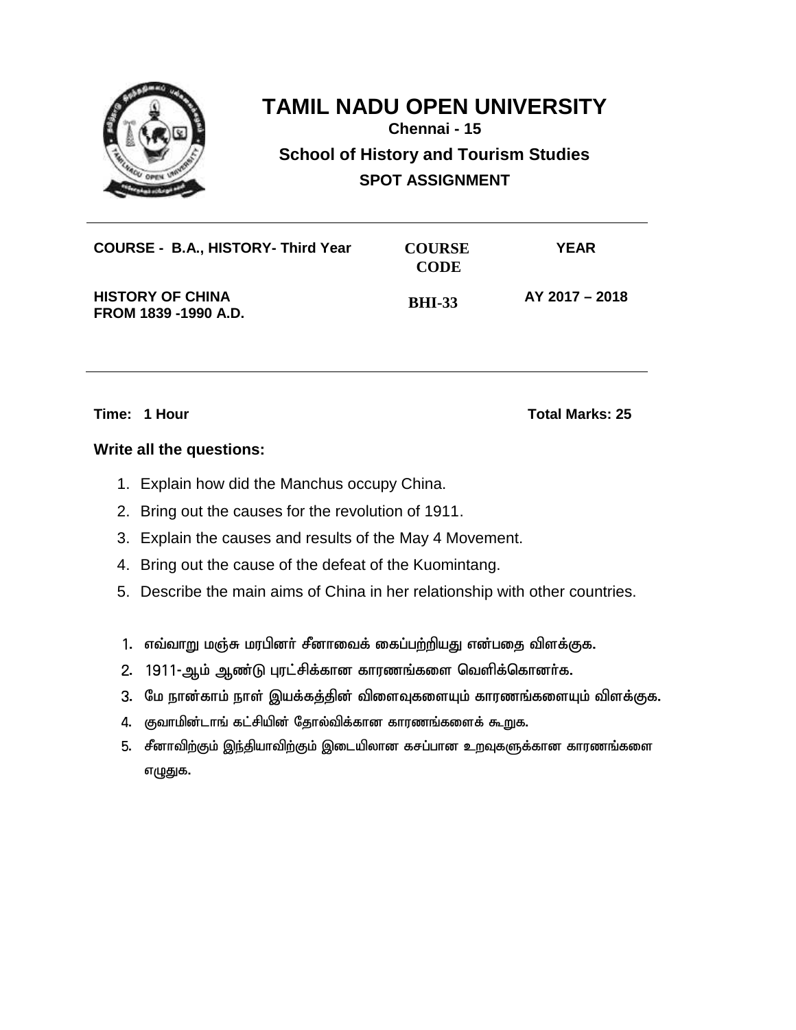# TAMIL NADU OPEN UNIVERSITY

**Chennai - 15**

**School of History and Tourism Studies**

**SPOT ASSIGNMENT**

| COURSE - B.A., HISTORY- Third Year | COURSE CODE | YEAR |
|---|---|---|
| HISTORY OF CHINA FROM 1839 -1990 A.D. | BHI-33 | AY 2017 – 2018 |

**Time: 1 Hour** **Total Marks: 25**

**Write all the questions:**

1. Explain how did the Manchus occupy China.
2. Bring out the causes for the revolution of 1911.
3. Explain the causes and results of the May 4 Movement.
4. Bring out the cause of the defeat of the Kuomintang.
5. Describe the main aims of China in her relationship with other countries.

1. எவ்வாறு மஞ்சு மரபினர் சீனாவைக் கைப்பற்றியது என்பதை விளக்குக.
2. 1911-ஆம் ஆண்டு புரட்சிக்கான காரணங்களை வெளிக்கொனர்க.
3. மே நான்காம் நாள் இயக்கத்தின் விளைவுகளையும் காரணங்களையும் விளக்குக.
4. குவாமின்டாங் கட்சியின் தோல்விக்கான காரணங்களைக் கூறுக.
5. சீனாவிற்கும் இந்தியாவிற்கும் இடையிலான கசப்பான உறவுகளுக்கான காரணங்களை எழுதுக.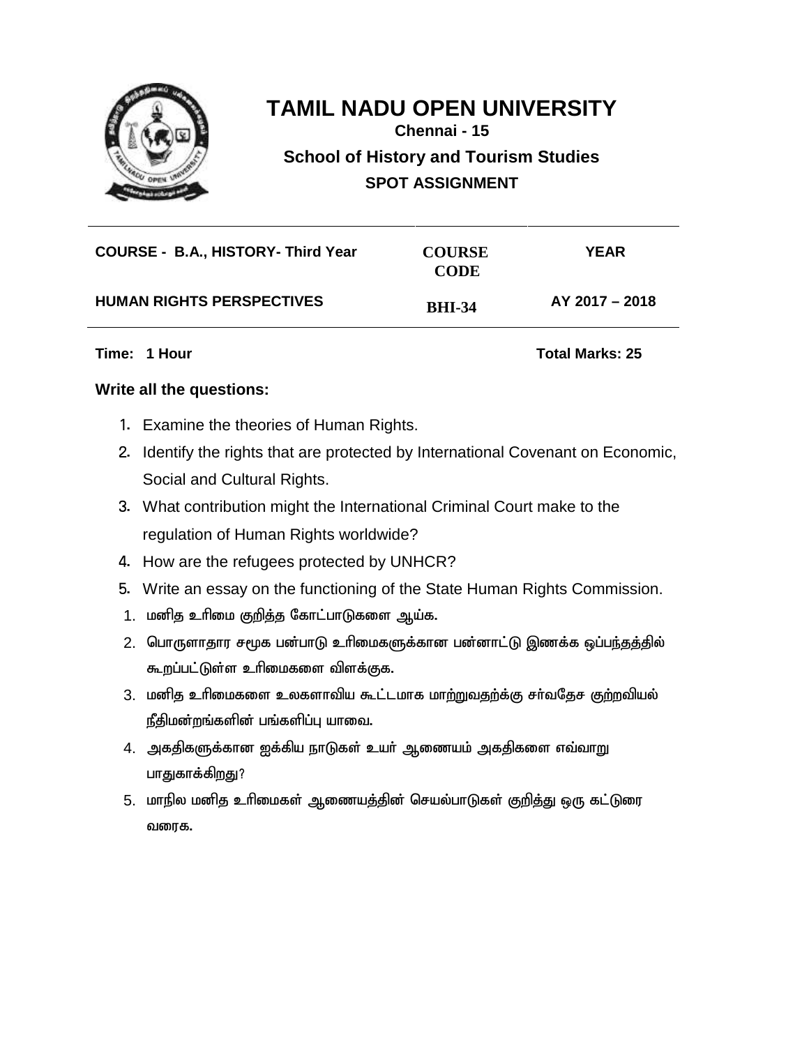# TAMIL NADU OPEN UNIVERSITY

**Chennai - 15**

**School of History and Tourism Studies**

**SPOT ASSIGNMENT**

| COURSE - B.A., HISTORY- Third Year | COURSE CODE | YEAR |
| --- | --- | --- |
| HUMAN RIGHTS PERSPECTIVES | BHI-34 | AY 2017 – 2018 |

**Time: 1 Hour** **Total Marks: 25**

**Write all the questions:**

1. Examine the theories of Human Rights.
2. Identify the rights that are protected by International Covenant on Economic, Social and Cultural Rights.
3. What contribution might the International Criminal Court make to the regulation of Human Rights worldwide?
4. How are the refugees protected by UNHCR?
5. Write an essay on the functioning of the State Human Rights Commission.

1. மனித உரிமை குறித்த கோட்பாடுகளை ஆய்க.
2. பொருளாதார சமூக பன்பாடு உரிமைகளுக்கான பன்னாட்டு இணக்க ஒப்பந்தத்தில் கூறப்பட்டுள்ள உரிமைகளை விளக்குக.
3. மனித உரிமைகளை உலகளாவிய கூட்டமாக மாற்றுவதற்க்கு சர்வதேச குற்றவியல் நீதிமன்றங்களின் பங்களிப்பு யாவை.
4. அகதிகளுக்கான ஐக்கிய நாடுகள் உயர் ஆணையம் அகதிகளை எவ்வாறு பாதுகாக்கிறது?
5. மாநில மனித உரிமைகள் ஆணையத்தின் செயல்பாடுகள் குறித்து ஒரு கட்டுரை வரைக.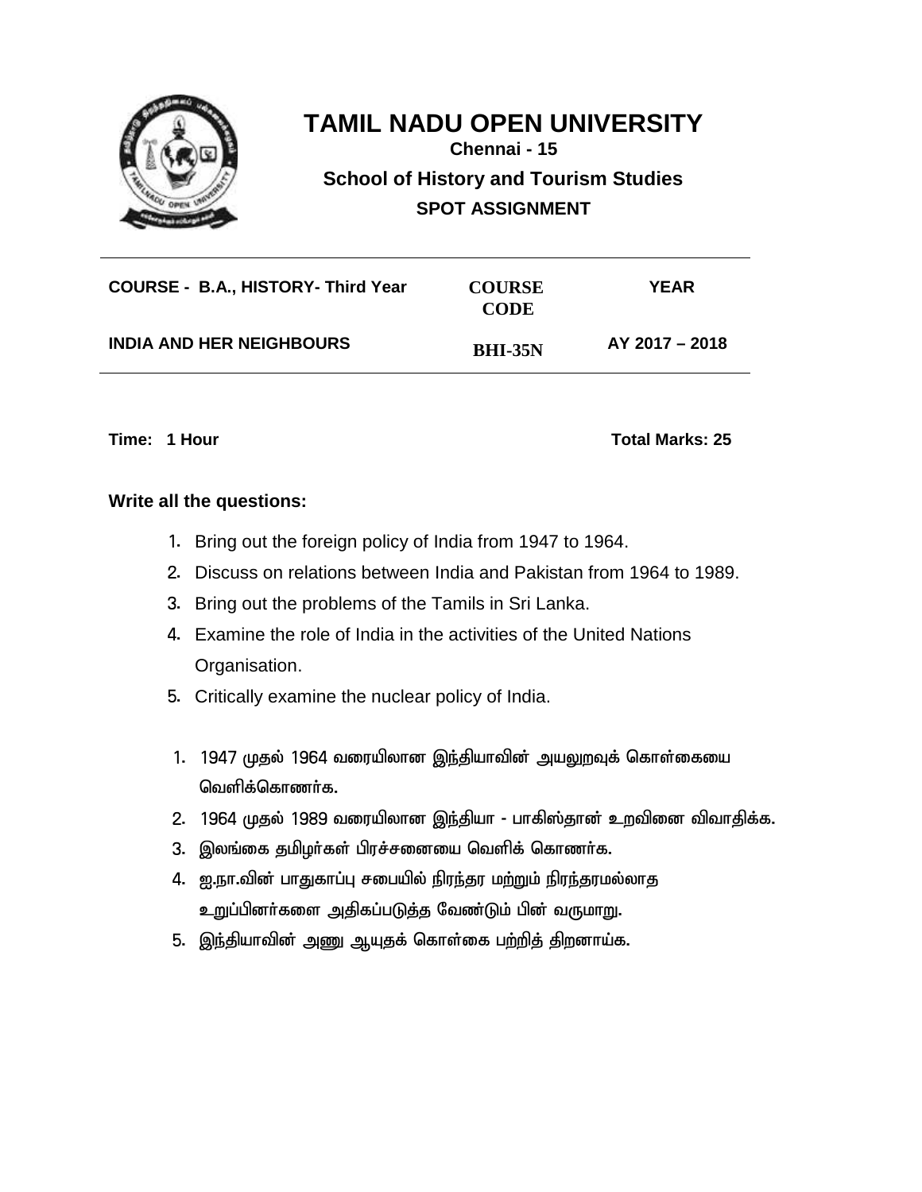# TAMIL NADU OPEN UNIVERSITY

**Chennai - 15**

**School of History and Tourism Studies**

**SPOT ASSIGNMENT**

| COURSE - B.A., HISTORY- Third Year | COURSE CODE | YEAR |
|---|---|---|
| INDIA AND HER NEIGHBOURS | BHI-35N | AY 2017 – 2018 |

**Time: 1 Hour** **Total Marks: 25**

**Write all the questions:**

1. Bring out the foreign policy of India from 1947 to 1964.
2. Discuss on relations between India and Pakistan from 1964 to 1989.
3. Bring out the problems of the Tamils in Sri Lanka.
4. Examine the role of India in the activities of the United Nations Organisation.
5. Critically examine the nuclear policy of India.

1. 1947 முதல் 1964 வரையிலான இந்தியாவின் அயலுறவுக் கொள்கையை வெளிக்கொணர்க.
2. 1964 முதல் 1989 வரையிலான இந்தியா - பாகிஸ்தான் உறவினை விவாதிக்க.
3. இலங்கை தமிழர்கள் பிரச்சனையை வெளிக் கொணர்க.
4. ஐ.நா.வின் பாதுகாப்பு சபையில் நிரந்தர மற்றும் நிரந்தரமல்லாத உறுப்பினர்களை அதிகப்படுத்த வேண்டும் பின் வருமாறு.
5. இந்தியாவின் அணு ஆயுதக் கொள்கை பற்றித் திறனாய்க.